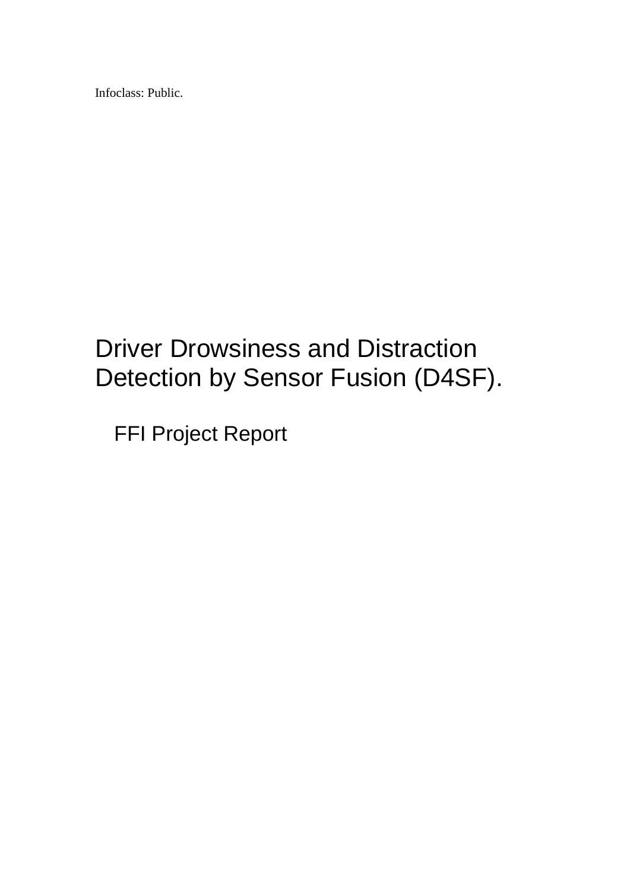Infoclass: Public.

# Driver Drowsiness and Distraction Detection by Sensor Fusion (D4SF).

## FFI Project Report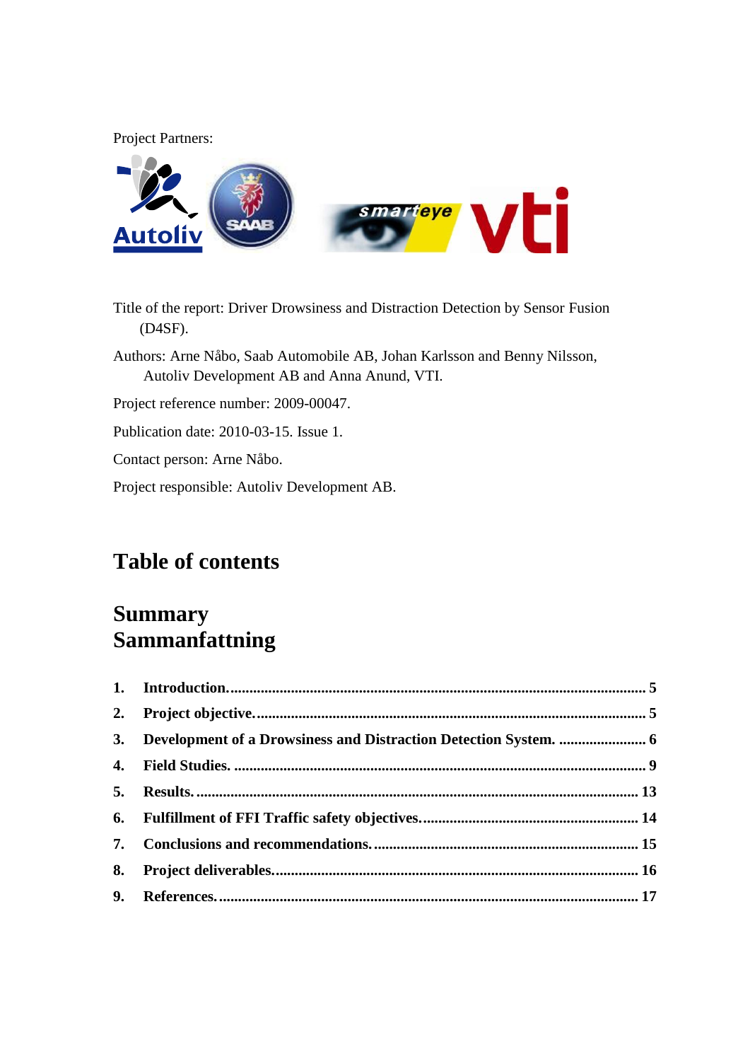Project Partners:

Title of the report: Driver Drowsiness and Distraction Detection by Sensor Fusion (D4SF).

Authors: Arne Nåbo, Saab Automobile AB, Johan Karlsson and Benny Nilsson, Autoliv Development AB and Anna Anund, VTI.

Project reference number: 2009-00047.

Publication date: 2010-03-15. Issue 1.

Contact person: Arne Nåbo.

Project responsible: Autoliv Development AB.

# Table of contents

## Summary
## Sammanfattning

1. **Introduction.** ........ 5
2. **Project objective.** ........ 5
3. **Development of a Drowsiness and Distraction Detection System.** ........ 6
4. **Field Studies.** ........ 9
5. **Results.** ........ 13
6. **Fulfillment of FFI Traffic safety objectives.** ........ 14
7. **Conclusions and recommendations.** ........ 15
8. **Project deliverables.** ........ 16
9. **References.** ........ 17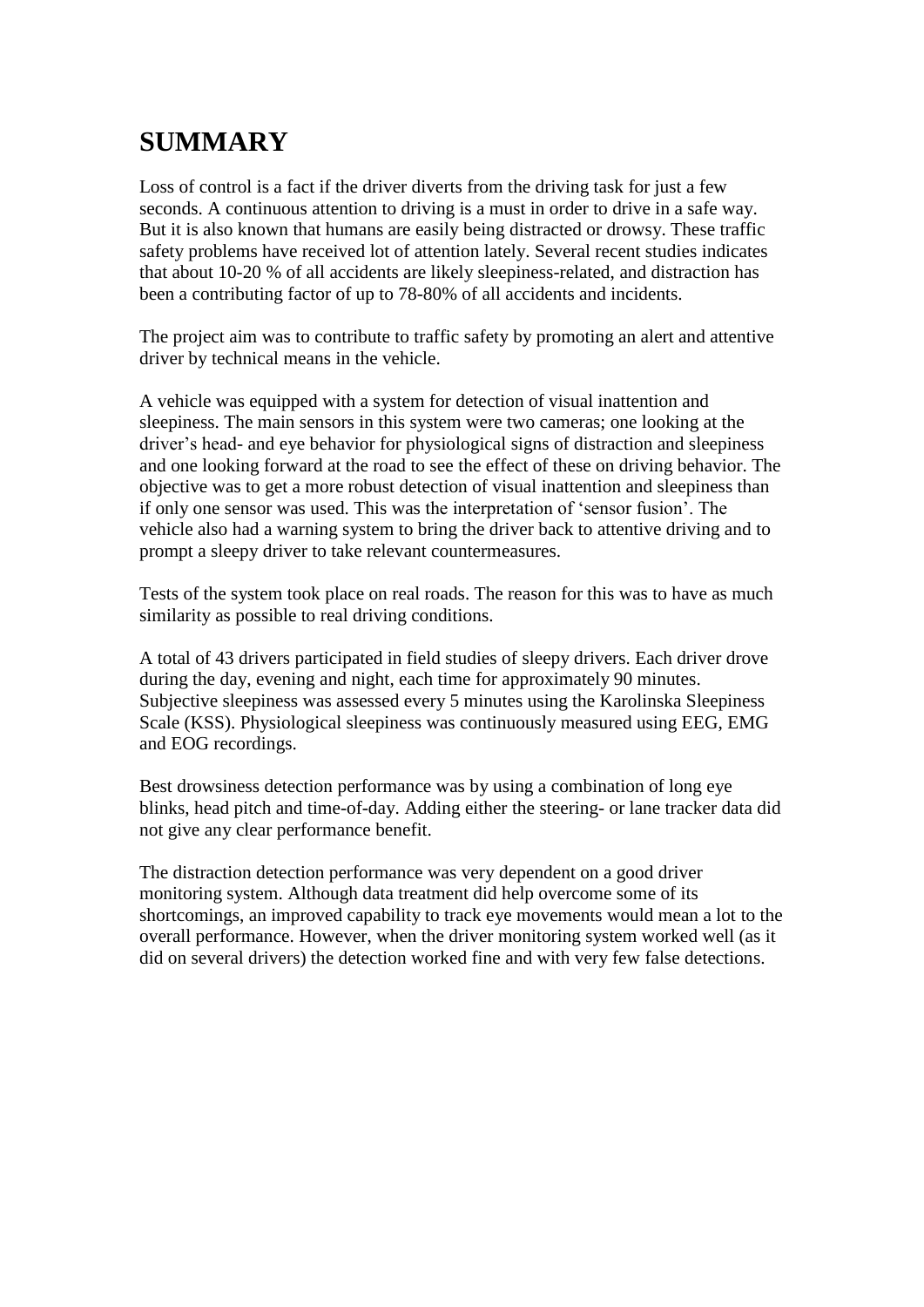# SUMMARY

Loss of control is a fact if the driver diverts from the driving task for just a few seconds. A continuous attention to driving is a must in order to drive in a safe way. But it is also known that humans are easily being distracted or drowsy. These traffic safety problems have received lot of attention lately. Several recent studies indicates that about 10-20 % of all accidents are likely sleepiness-related, and distraction has been a contributing factor of up to 78-80% of all accidents and incidents.

The project aim was to contribute to traffic safety by promoting an alert and attentive driver by technical means in the vehicle.

A vehicle was equipped with a system for detection of visual inattention and sleepiness. The main sensors in this system were two cameras; one looking at the driver's head- and eye behavior for physiological signs of distraction and sleepiness and one looking forward at the road to see the effect of these on driving behavior. The objective was to get a more robust detection of visual inattention and sleepiness than if only one sensor was used. This was the interpretation of 'sensor fusion'. The vehicle also had a warning system to bring the driver back to attentive driving and to prompt a sleepy driver to take relevant countermeasures.

Tests of the system took place on real roads. The reason for this was to have as much similarity as possible to real driving conditions.

A total of 43 drivers participated in field studies of sleepy drivers. Each driver drove during the day, evening and night, each time for approximately 90 minutes. Subjective sleepiness was assessed every 5 minutes using the Karolinska Sleepiness Scale (KSS). Physiological sleepiness was continuously measured using EEG, EMG and EOG recordings.

Best drowsiness detection performance was by using a combination of long eye blinks, head pitch and time-of-day. Adding either the steering- or lane tracker data did not give any clear performance benefit.

The distraction detection performance was very dependent on a good driver monitoring system. Although data treatment did help overcome some of its shortcomings, an improved capability to track eye movements would mean a lot to the overall performance. However, when the driver monitoring system worked well (as it did on several drivers) the detection worked fine and with very few false detections.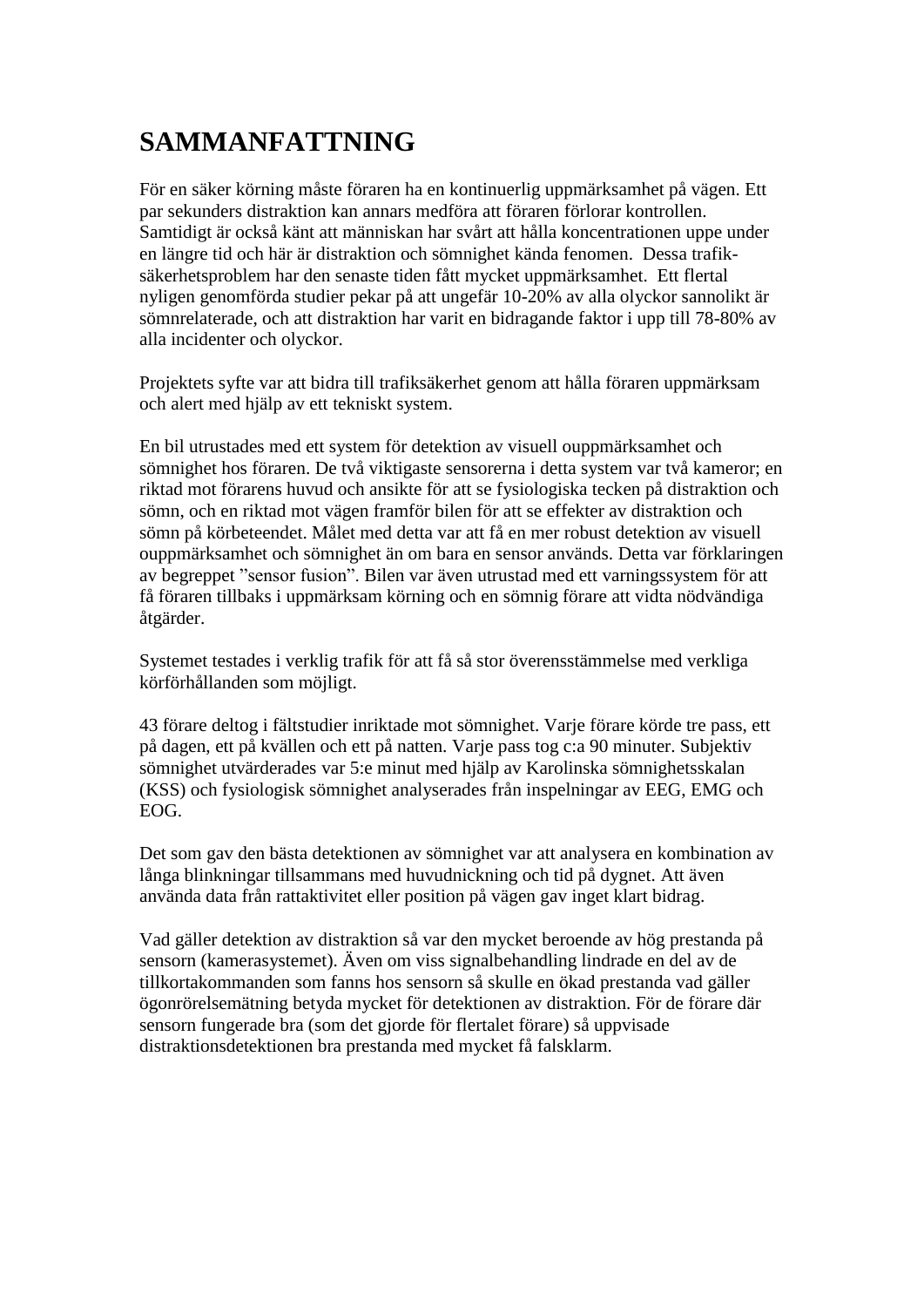# SAMMANFATTNING

För en säker körning måste föraren ha en kontinuerlig uppmärksamhet på vägen. Ett par sekunders distraktion kan annars medföra att föraren förlorar kontrollen. Samtidigt är också känt att människan har svårt att hålla koncentrationen uppe under en längre tid och här är distraktion och sömnighet kända fenomen. Dessa trafiksäkerhetsproblem har den senaste tiden fått mycket uppmärksamhet. Ett flertal nyligen genomförda studier pekar på att ungefär 10-20% av alla olyckor sannolikt är sömnrelaterade, och att distraktion har varit en bidragande faktor i upp till 78-80% av alla incidenter och olyckor.

Projektets syfte var att bidra till trafiksäkerhet genom att hålla föraren uppmärksam och alert med hjälp av ett tekniskt system.

En bil utrustades med ett system för detektion av visuell ouppmärksamhet och sömnighet hos föraren. De två viktigaste sensorerna i detta system var två kameror; en riktad mot förarens huvud och ansikte för att se fysiologiska tecken på distraktion och sömn, och en riktad mot vägen framför bilen för att se effekter av distraktion och sömn på körbeteendet. Målet med detta var att få en mer robust detektion av visuell ouppmärksamhet och sömnighet än om bara en sensor används. Detta var förklaringen av begreppet ”sensor fusion”. Bilen var även utrustad med ett varningssystem för att få föraren tillbaks i uppmärksam körning och en sömnig förare att vidta nödvändiga åtgärder.

Systemet testades i verklig trafik för att få så stor överensstämmelse med verkliga körförhållanden som möjligt.

43 förare deltog i fältstudier inriktade mot sömnighet. Varje förare körde tre pass, ett på dagen, ett på kvällen och ett på natten. Varje pass tog c:a 90 minuter. Subjektiv sömnighet utvärderades var 5:e minut med hjälp av Karolinska sömnighetsskalan (KSS) och fysiologisk sömnighet analyserades från inspelningar av EEG, EMG och EOG.

Det som gav den bästa detektionen av sömnighet var att analysera en kombination av långa blinkningar tillsammans med huvudnickning och tid på dygnet. Att även använda data från rattaktivitet eller position på vägen gav inget klart bidrag.

Vad gäller detektion av distraktion så var den mycket beroende av hög prestanda på sensorn (kamerasystemet). Även om viss signalbehandling lindrade en del av de tillkortakommanden som fanns hos sensorn så skulle en ökad prestanda vad gäller ögonrörelsemätning betyda mycket för detektionen av distraktion. För de förare där sensorn fungerade bra (som det gjorde för flertalet förare) så uppvisade distraktionsdetektionen bra prestanda med mycket få falsklarm.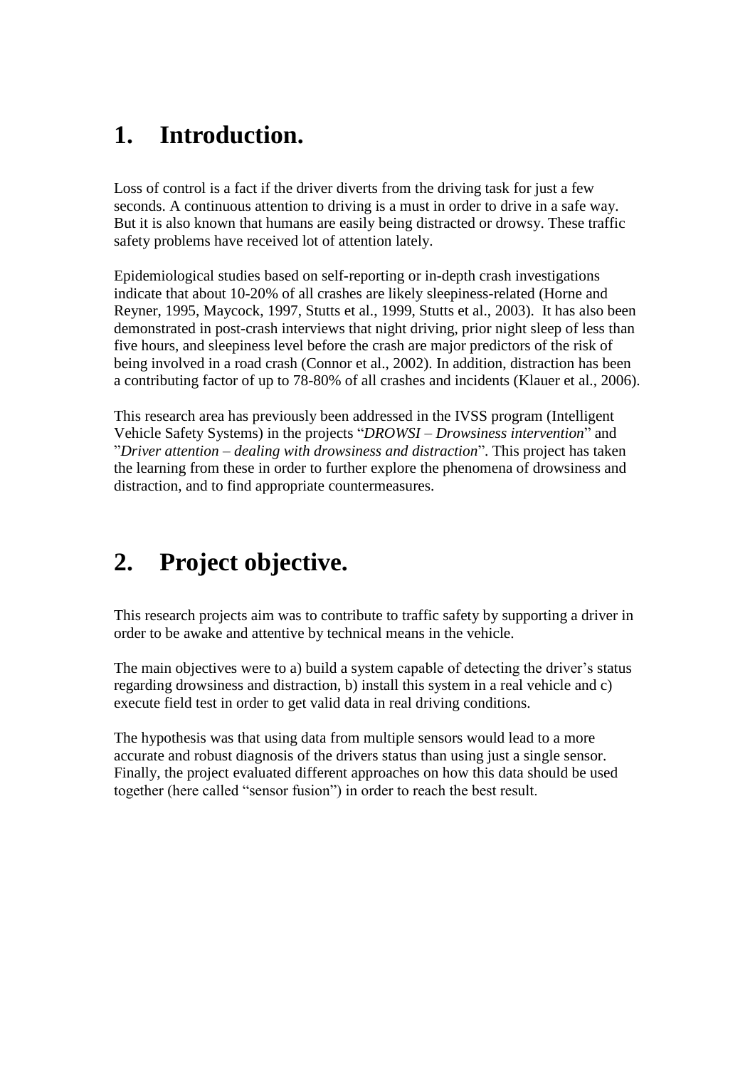# 1. Introduction.

Loss of control is a fact if the driver diverts from the driving task for just a few seconds. A continuous attention to driving is a must in order to drive in a safe way. But it is also known that humans are easily being distracted or drowsy. These traffic safety problems have received lot of attention lately.

Epidemiological studies based on self-reporting or in-depth crash investigations indicate that about 10-20% of all crashes are likely sleepiness-related (Horne and Reyner, 1995, Maycock, 1997, Stutts et al., 1999, Stutts et al., 2003). It has also been demonstrated in post-crash interviews that night driving, prior night sleep of less than five hours, and sleepiness level before the crash are major predictors of the risk of being involved in a road crash (Connor et al., 2002). In addition, distraction has been a contributing factor of up to 78-80% of all crashes and incidents (Klauer et al., 2006).

This research area has previously been addressed in the IVSS program (Intelligent Vehicle Safety Systems) in the projects "*DROWSI – Drowsiness intervention*" and "*Driver attention – dealing with drowsiness and distraction*". This project has taken the learning from these in order to further explore the phenomena of drowsiness and distraction, and to find appropriate countermeasures.

# 2. Project objective.

This research projects aim was to contribute to traffic safety by supporting a driver in order to be awake and attentive by technical means in the vehicle.

The main objectives were to a) build a system capable of detecting the driver's status regarding drowsiness and distraction, b) install this system in a real vehicle and c) execute field test in order to get valid data in real driving conditions.

The hypothesis was that using data from multiple sensors would lead to a more accurate and robust diagnosis of the drivers status than using just a single sensor. Finally, the project evaluated different approaches on how this data should be used together (here called "sensor fusion") in order to reach the best result.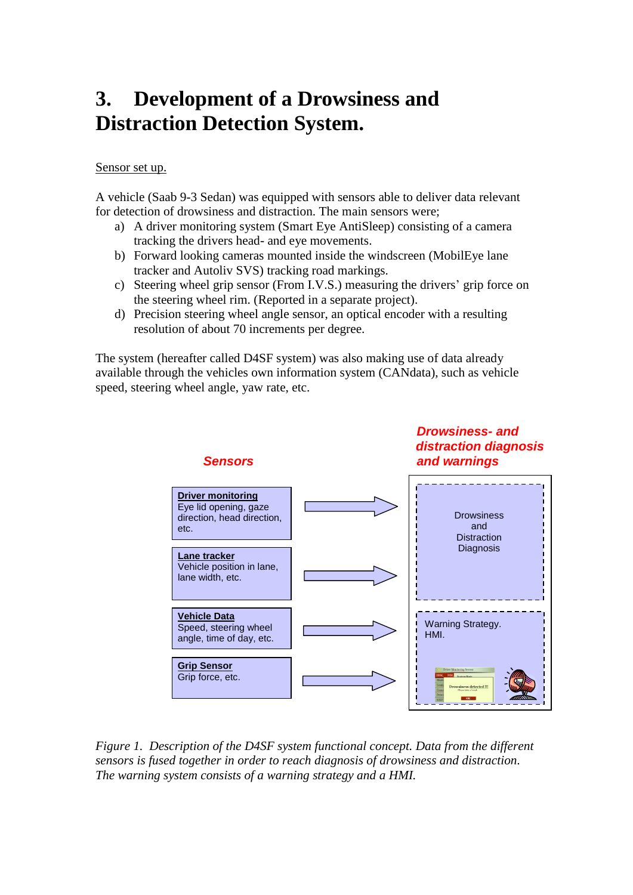# 3. Development of a Drowsiness and Distraction Detection System.

Sensor set up.

A vehicle (Saab 9-3 Sedan) was equipped with sensors able to deliver data relevant for detection of drowsiness and distraction. The main sensors were;

a) A driver monitoring system (Smart Eye AntiSleep) consisting of a camera tracking the drivers head- and eye movements.
b) Forward looking cameras mounted inside the windscreen (MobilEye lane tracker and Autoliv SVS) tracking road markings.
c) Steering wheel grip sensor (From I.V.S.) measuring the drivers' grip force on the steering wheel rim. (Reported in a separate project).
d) Precision steering wheel angle sensor, an optical encoder with a resulting resolution of about 70 increments per degree.

The system (hereafter called D4SF system) was also making use of data already available through the vehicles own information system (CANdata), such as vehicle speed, steering wheel angle, yaw rate, etc.

**Sensors**

**Driver monitoring**
Eye lid opening, gaze direction, head direction, etc.

**Lane tracker**
Vehicle position in lane, lane width, etc.

**Vehicle Data**
Speed, steering wheel angle, time of day, etc.

**Grip Sensor**
Grip force, etc.

**Drowsiness- and distraction diagnosis and warnings**

Drowsiness and Distraction Diagnosis

Warning Strategy. HMI.

*Figure 1. Description of the D4SF system functional concept. Data from the different sensors is fused together in order to reach diagnosis of drowsiness and distraction. The warning system consists of a warning strategy and a HMI.*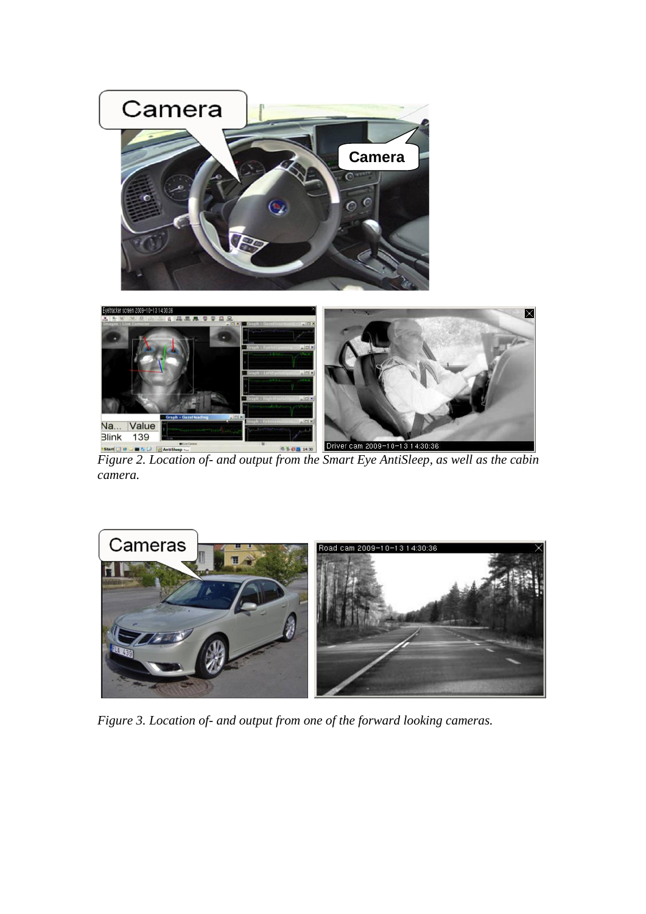*Figure 2. Location of- and output from the Smart Eye AntiSleep, as well as the cabin camera.*

*Figure 3. Location of- and output from one of the forward looking cameras.*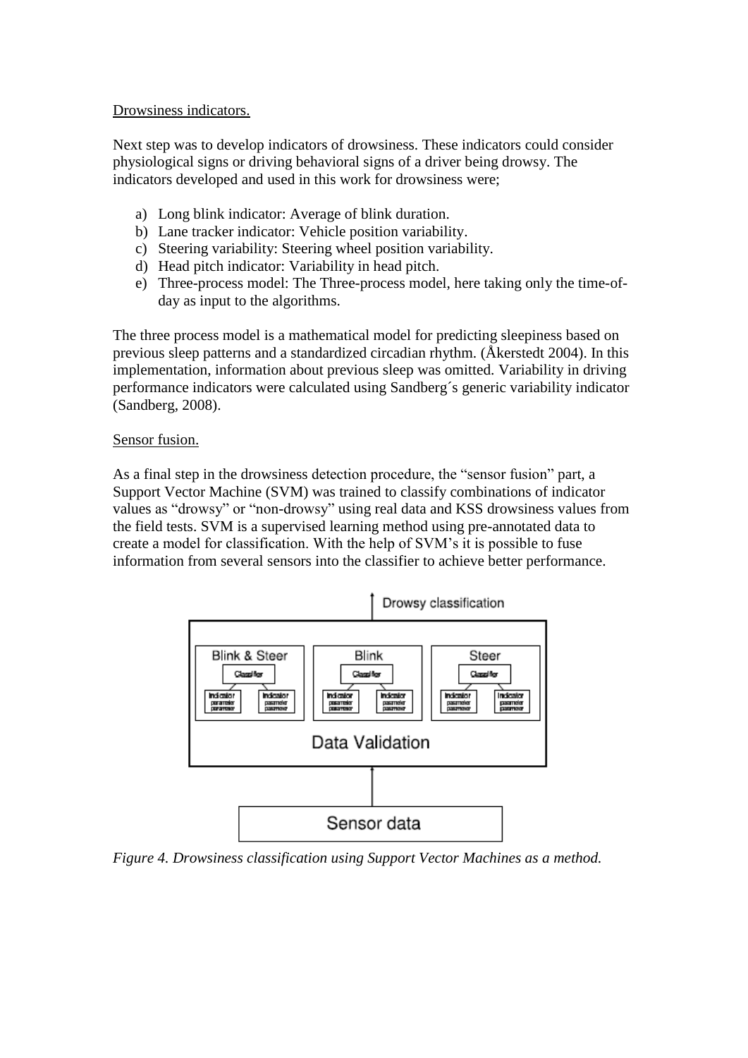Drowsiness indicators.

Next step was to develop indicators of drowsiness. These indicators could consider physiological signs or driving behavioral signs of a driver being drowsy. The indicators developed and used in this work for drowsiness were;

a) Long blink indicator: Average of blink duration.
b) Lane tracker indicator: Vehicle position variability.
c) Steering variability: Steering wheel position variability.
d) Head pitch indicator: Variability in head pitch.
e) Three-process model: The Three-process model, here taking only the time-of-day as input to the algorithms.

The three process model is a mathematical model for predicting sleepiness based on previous sleep patterns and a standardized circadian rhythm. (Åkerstedt 2004). In this implementation, information about previous sleep was omitted. Variability in driving performance indicators were calculated using Sandberg´s generic variability indicator (Sandberg, 2008).

Sensor fusion.

As a final step in the drowsiness detection procedure, the "sensor fusion" part, a Support Vector Machine (SVM) was trained to classify combinations of indicator values as "drowsy" or "non-drowsy" using real data and KSS drowsiness values from the field tests. SVM is a supervised learning method using pre-annotated data to create a model for classification. With the help of SVM's it is possible to fuse information from several sensors into the classifier to achieve better performance.

*Figure 4. Drowsiness classification using Support Vector Machines as a method.*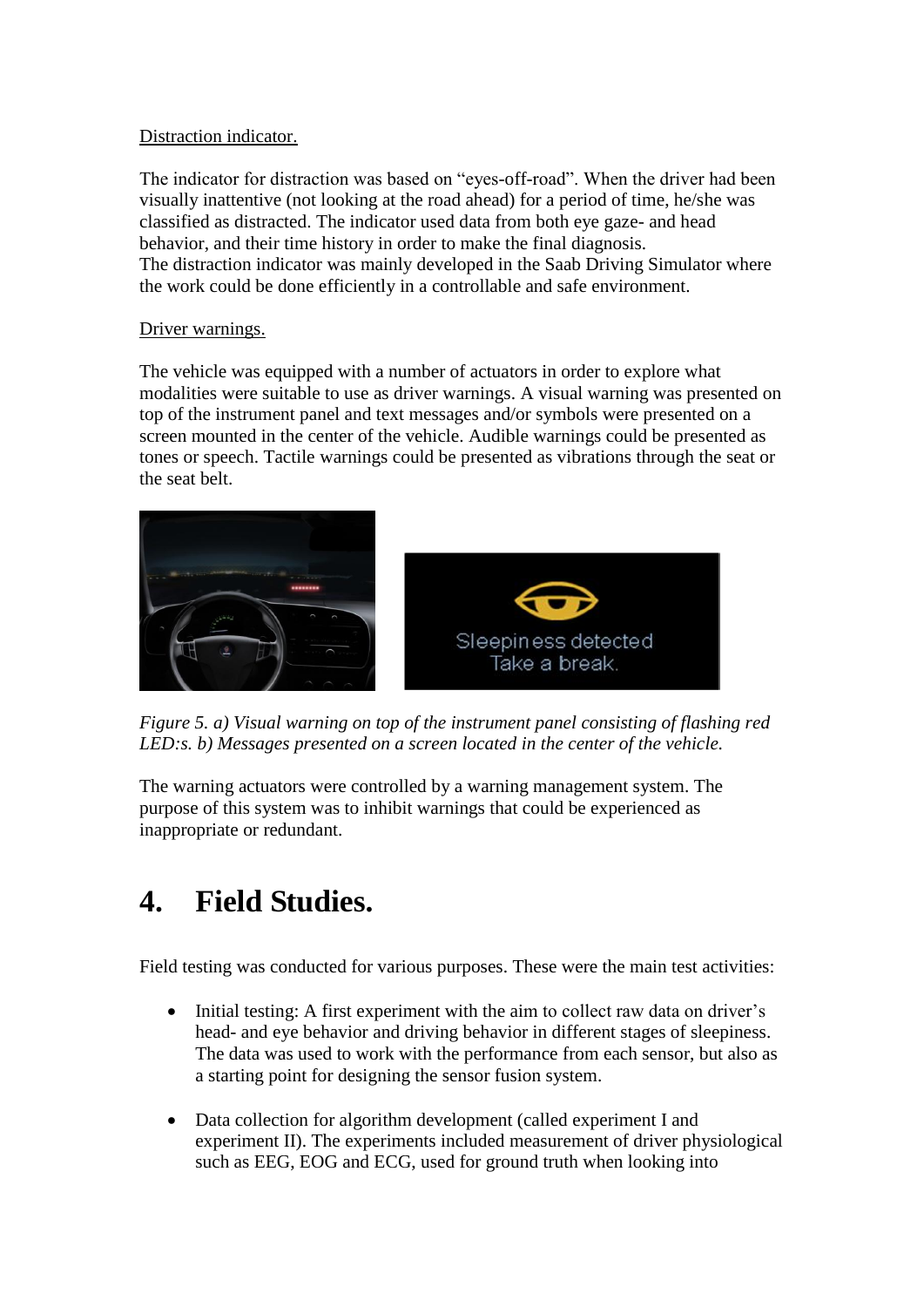Distraction indicator.

The indicator for distraction was based on "eyes-off-road". When the driver had been visually inattentive (not looking at the road ahead) for a period of time, he/she was classified as distracted. The indicator used data from both eye gaze- and head behavior, and their time history in order to make the final diagnosis.
The distraction indicator was mainly developed in the Saab Driving Simulator where the work could be done efficiently in a controllable and safe environment.

Driver warnings.

The vehicle was equipped with a number of actuators in order to explore what modalities were suitable to use as driver warnings. A visual warning was presented on top of the instrument panel and text messages and/or symbols were presented on a screen mounted in the center of the vehicle. Audible warnings could be presented as tones or speech. Tactile warnings could be presented as vibrations through the seat or the seat belt.

*Figure 5. a) Visual warning on top of the instrument panel consisting of flashing red LED:s. b) Messages presented on a screen located in the center of the vehicle.*

The warning actuators were controlled by a warning management system. The purpose of this system was to inhibit warnings that could be experienced as inappropriate or redundant.

# 4. Field Studies.

Field testing was conducted for various purposes. These were the main test activities:

- Initial testing: A first experiment with the aim to collect raw data on driver's head- and eye behavior and driving behavior in different stages of sleepiness. The data was used to work with the performance from each sensor, but also as a starting point for designing the sensor fusion system.

- Data collection for algorithm development (called experiment I and experiment II). The experiments included measurement of driver physiological such as EEG, EOG and ECG, used for ground truth when looking into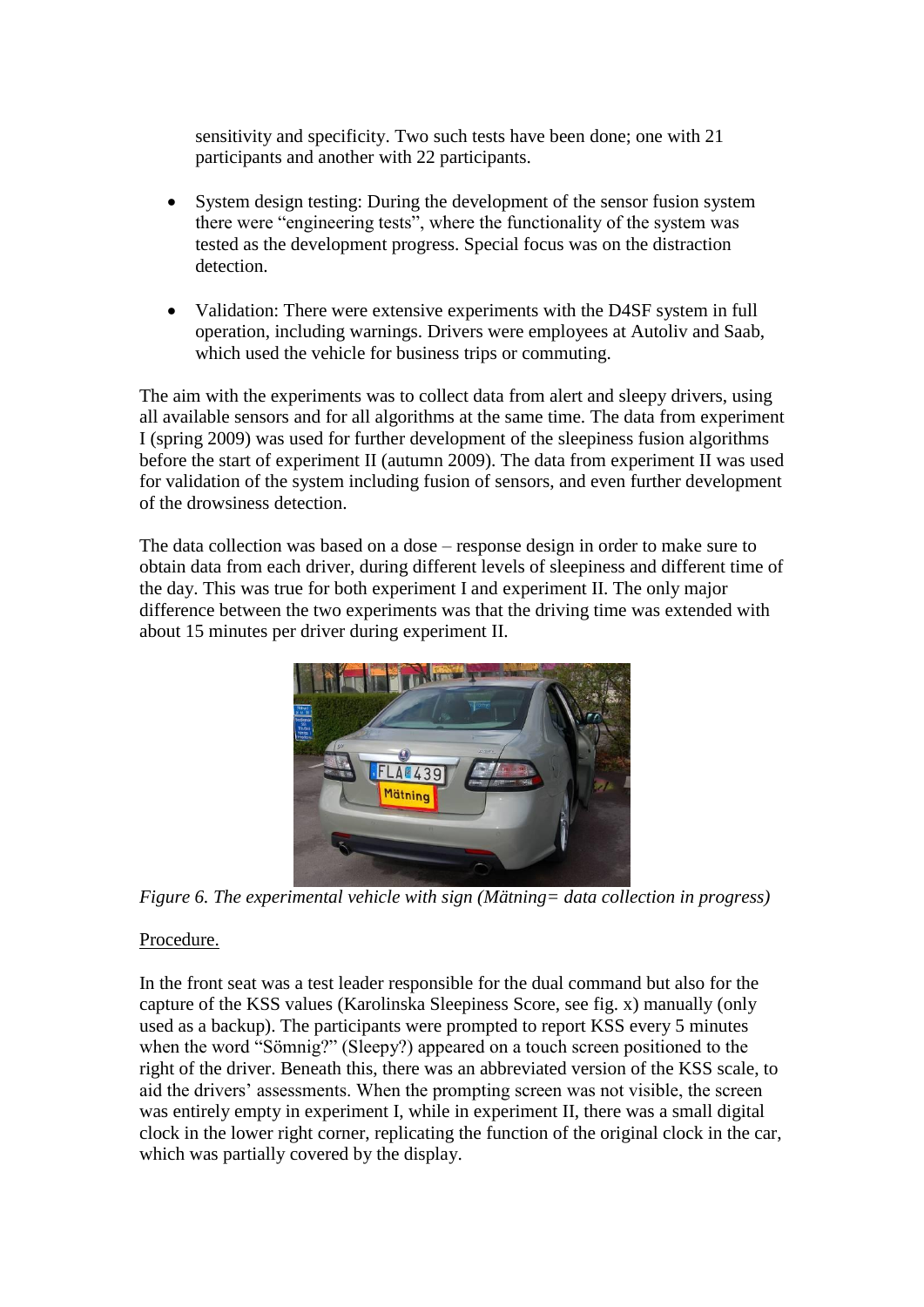sensitivity and specificity. Two such tests have been done; one with 21 participants and another with 22 participants.

- System design testing: During the development of the sensor fusion system there were "engineering tests", where the functionality of the system was tested as the development progress. Special focus was on the distraction detection.
- Validation: There were extensive experiments with the D4SF system in full operation, including warnings. Drivers were employees at Autoliv and Saab, which used the vehicle for business trips or commuting.

The aim with the experiments was to collect data from alert and sleepy drivers, using all available sensors and for all algorithms at the same time. The data from experiment I (spring 2009) was used for further development of the sleepiness fusion algorithms before the start of experiment II (autumn 2009). The data from experiment II was used for validation of the system including fusion of sensors, and even further development of the drowsiness detection.

The data collection was based on a dose – response design in order to make sure to obtain data from each driver, during different levels of sleepiness and different time of the day. This was true for both experiment I and experiment II. The only major difference between the two experiments was that the driving time was extended with about 15 minutes per driver during experiment II.

*Figure 6. The experimental vehicle with sign (Mätning= data collection in progress)*

Procedure.

In the front seat was a test leader responsible for the dual command but also for the capture of the KSS values (Karolinska Sleepiness Score, see fig. x) manually (only used as a backup). The participants were prompted to report KSS every 5 minutes when the word "Sömnig?" (Sleepy?) appeared on a touch screen positioned to the right of the driver. Beneath this, there was an abbreviated version of the KSS scale, to aid the drivers' assessments. When the prompting screen was not visible, the screen was entirely empty in experiment I, while in experiment II, there was a small digital clock in the lower right corner, replicating the function of the original clock in the car, which was partially covered by the display.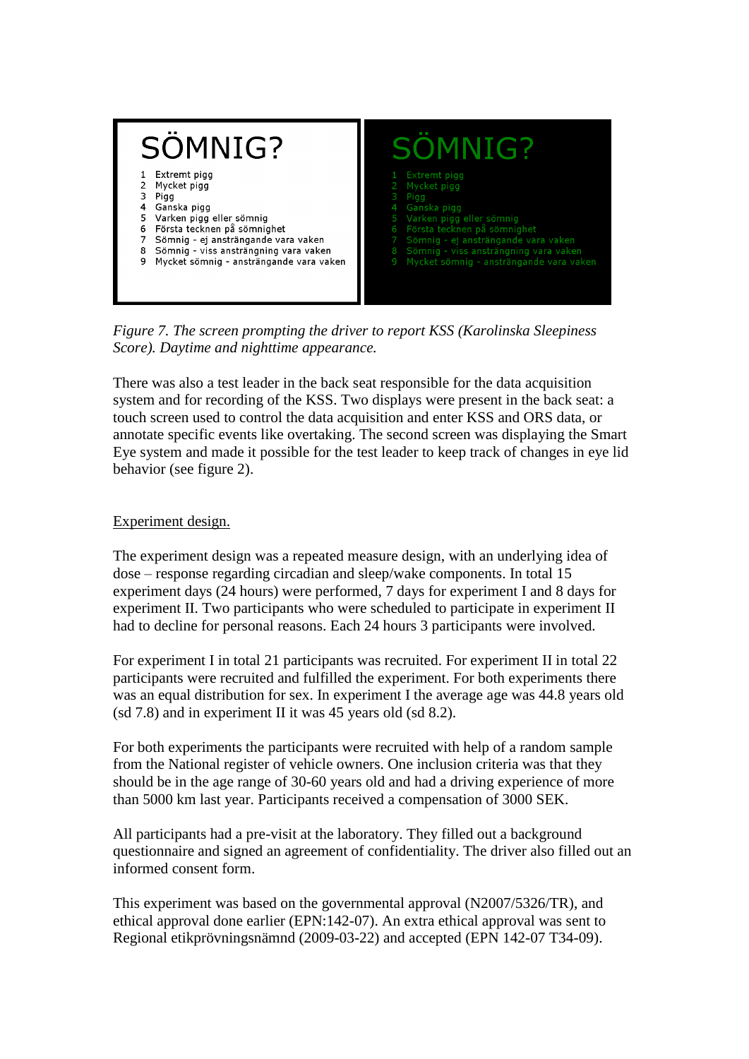*Figure 7. The screen prompting the driver to report KSS (Karolinska Sleepiness Score). Daytime and nighttime appearance.*

There was also a test leader in the back seat responsible for the data acquisition system and for recording of the KSS. Two displays were present in the back seat: a touch screen used to control the data acquisition and enter KSS and ORS data, or annotate specific events like overtaking. The second screen was displaying the Smart Eye system and made it possible for the test leader to keep track of changes in eye lid behavior (see figure 2).

Experiment design.

The experiment design was a repeated measure design, with an underlying idea of dose – response regarding circadian and sleep/wake components. In total 15 experiment days (24 hours) were performed, 7 days for experiment I and 8 days for experiment II. Two participants who were scheduled to participate in experiment II had to decline for personal reasons. Each 24 hours 3 participants were involved.

For experiment I in total 21 participants was recruited. For experiment II in total 22 participants were recruited and fulfilled the experiment. For both experiments there was an equal distribution for sex. In experiment I the average age was 44.8 years old (sd 7.8) and in experiment II it was 45 years old (sd 8.2).

For both experiments the participants were recruited with help of a random sample from the National register of vehicle owners. One inclusion criteria was that they should be in the age range of 30-60 years old and had a driving experience of more than 5000 km last year. Participants received a compensation of 3000 SEK.

All participants had a pre-visit at the laboratory. They filled out a background questionnaire and signed an agreement of confidentiality. The driver also filled out an informed consent form.

This experiment was based on the governmental approval (N2007/5326/TR), and ethical approval done earlier (EPN:142-07). An extra ethical approval was sent to Regional etikprövningsnämnd (2009-03-22) and accepted (EPN 142-07 T34-09).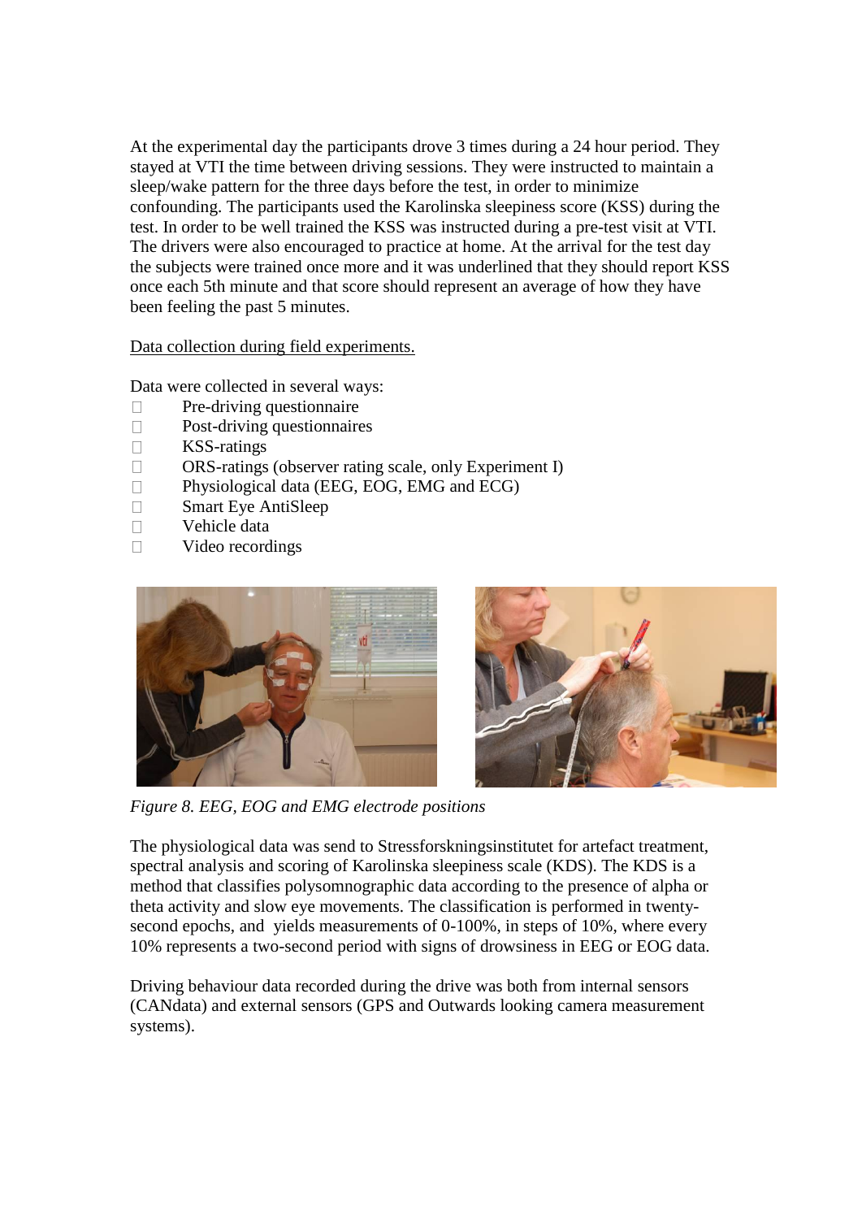At the experimental day the participants drove 3 times during a 24 hour period. They stayed at VTI the time between driving sessions. They were instructed to maintain a sleep/wake pattern for the three days before the test, in order to minimize confounding. The participants used the Karolinska sleepiness score (KSS) during the test. In order to be well trained the KSS was instructed during a pre-test visit at VTI. The drivers were also encouraged to practice at home. At the arrival for the test day the subjects were trained once more and it was underlined that they should report KSS once each 5th minute and that score should represent an average of how they have been feeling the past 5 minutes.

Data collection during field experiments.

Data were collected in several ways:

- Pre-driving questionnaire
- Post-driving questionnaires
- KSS-ratings
- ORS-ratings (observer rating scale, only Experiment I)
- Physiological data (EEG, EOG, EMG and ECG)
- Smart Eye AntiSleep
- Vehicle data
- Video recordings

*Figure 8. EEG, EOG and EMG electrode positions*

The physiological data was send to Stressforskningsinstitutet for artefact treatment, spectral analysis and scoring of Karolinska sleepiness scale (KDS). The KDS is a method that classifies polysomnographic data according to the presence of alpha or theta activity and slow eye movements. The classification is performed in twenty-second epochs, and yields measurements of 0-100%, in steps of 10%, where every 10% represents a two-second period with signs of drowsiness in EEG or EOG data.

Driving behaviour data recorded during the drive was both from internal sensors (CANdata) and external sensors (GPS and Outwards looking camera measurement systems).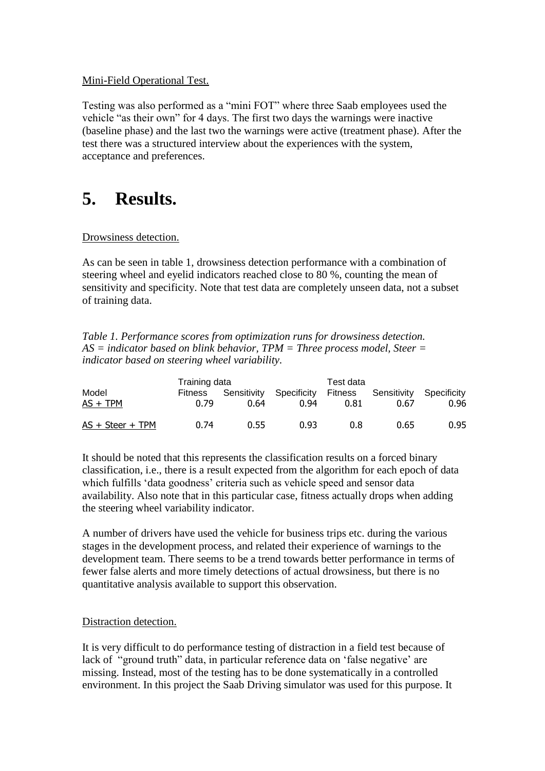Mini-Field Operational Test.

Testing was also performed as a "mini FOT" where three Saab employees used the vehicle "as their own" for 4 days. The first two days the warnings were inactive (baseline phase) and the last two the warnings were active (treatment phase). After the test there was a structured interview about the experiences with the system, acceptance and preferences.

# 5. Results.

Drowsiness detection.

As can be seen in table 1, drowsiness detection performance with a combination of steering wheel and eyelid indicators reached close to 80 %, counting the mean of sensitivity and specificity. Note that test data are completely unseen data, not a subset of training data.

*Table 1. Performance scores from optimization runs for drowsiness detection. AS = indicator based on blink behavior, TPM = Three process model, Steer = indicator based on steering wheel variability.*

| | Training data | | | Test data | | |
|---|---|---|---|---|---|---|
| Model | Fitness | Sensitivity | Specificity | Fitness | Sensitivity | Specificity |
| AS + TPM | 0.79 | 0.64 | 0.94 | 0.81 | 0.67 | 0.96 |
| AS + Steer + TPM | 0.74 | 0.55 | 0.93 | 0.8 | 0.65 | 0.95 |

It should be noted that this represents the classification results on a forced binary classification, i.e., there is a result expected from the algorithm for each epoch of data which fulfills 'data goodness' criteria such as vehicle speed and sensor data availability. Also note that in this particular case, fitness actually drops when adding the steering wheel variability indicator.

A number of drivers have used the vehicle for business trips etc. during the various stages in the development process, and related their experience of warnings to the development team. There seems to be a trend towards better performance in terms of fewer false alerts and more timely detections of actual drowsiness, but there is no quantitative analysis available to support this observation.

Distraction detection.

It is very difficult to do performance testing of distraction in a field test because of lack of "ground truth" data, in particular reference data on 'false negative' are missing. Instead, most of the testing has to be done systematically in a controlled environment. In this project the Saab Driving simulator was used for this purpose. It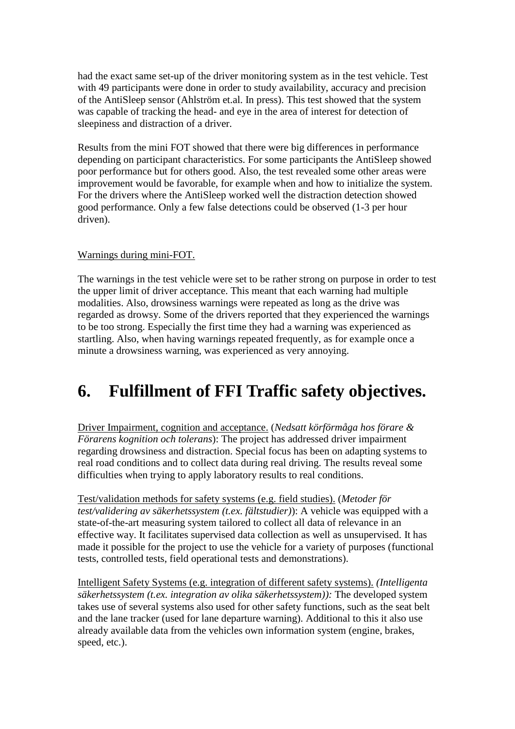had the exact same set-up of the driver monitoring system as in the test vehicle. Test with 49 participants were done in order to study availability, accuracy and precision of the AntiSleep sensor (Ahlström et.al. In press). This test showed that the system was capable of tracking the head- and eye in the area of interest for detection of sleepiness and distraction of a driver.

Results from the mini FOT showed that there were big differences in performance depending on participant characteristics. For some participants the AntiSleep showed poor performance but for others good. Also, the test revealed some other areas were improvement would be favorable, for example when and how to initialize the system. For the drivers where the AntiSleep worked well the distraction detection showed good performance. Only a few false detections could be observed (1-3 per hour driven).

Warnings during mini-FOT.

The warnings in the test vehicle were set to be rather strong on purpose in order to test the upper limit of driver acceptance. This meant that each warning had multiple modalities. Also, drowsiness warnings were repeated as long as the drive was regarded as drowsy. Some of the drivers reported that they experienced the warnings to be too strong. Especially the first time they had a warning was experienced as startling. Also, when having warnings repeated frequently, as for example once a minute a drowsiness warning, was experienced as very annoying.

# 6. Fulfillment of FFI Traffic safety objectives.

Driver Impairment, cognition and acceptance. (*Nedsatt körförmåga hos förare & Förarens kognition och tolerans*): The project has addressed driver impairment regarding drowsiness and distraction. Special focus has been on adapting systems to real road conditions and to collect data during real driving. The results reveal some difficulties when trying to apply laboratory results to real conditions.

Test/validation methods for safety systems (e.g. field studies). (*Metoder för test/validering av säkerhetssystem (t.ex. fältstudier)*): A vehicle was equipped with a state-of-the-art measuring system tailored to collect all data of relevance in an effective way. It facilitates supervised data collection as well as unsupervised. It has made it possible for the project to use the vehicle for a variety of purposes (functional tests, controlled tests, field operational tests and demonstrations).

Intelligent Safety Systems (e.g. integration of different safety systems). *(Intelligenta säkerhetssystem (t.ex. integration av olika säkerhetssystem)):* The developed system takes use of several systems also used for other safety functions, such as the seat belt and the lane tracker (used for lane departure warning). Additional to this it also use already available data from the vehicles own information system (engine, brakes, speed, etc.).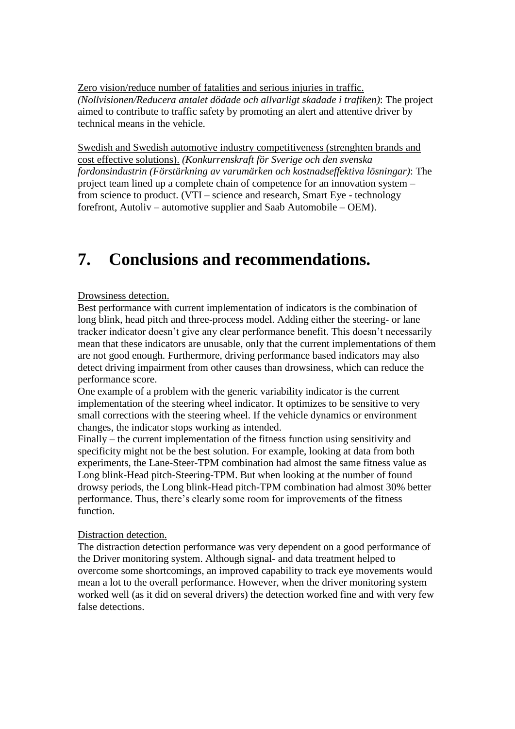Zero vision/reduce number of fatalities and serious injuries in traffic. *(Nollvisionen/Reducera antalet dödade och allvarligt skadade i trafiken)*: The project aimed to contribute to traffic safety by promoting an alert and attentive driver by technical means in the vehicle.

Swedish and Swedish automotive industry competitiveness (strenghten brands and cost effective solutions). *(Konkurrenskraft för Sverige och den svenska fordonsindustrin (Förstärkning av varumärken och kostnadseffektiva lösningar)*: The project team lined up a complete chain of competence for an innovation system – from science to product. (VTI – science and research, Smart Eye - technology forefront, Autoliv – automotive supplier and Saab Automobile – OEM).

# 7. Conclusions and recommendations.

Drowsiness detection.

Best performance with current implementation of indicators is the combination of long blink, head pitch and three-process model. Adding either the steering- or lane tracker indicator doesn't give any clear performance benefit. This doesn't necessarily mean that these indicators are unusable, only that the current implementations of them are not good enough. Furthermore, driving performance based indicators may also detect driving impairment from other causes than drowsiness, which can reduce the performance score.

One example of a problem with the generic variability indicator is the current implementation of the steering wheel indicator. It optimizes to be sensitive to very small corrections with the steering wheel. If the vehicle dynamics or environment changes, the indicator stops working as intended.

Finally – the current implementation of the fitness function using sensitivity and specificity might not be the best solution. For example, looking at data from both experiments, the Lane-Steer-TPM combination had almost the same fitness value as Long blink-Head pitch-Steering-TPM. But when looking at the number of found drowsy periods, the Long blink-Head pitch-TPM combination had almost 30% better performance. Thus, there's clearly some room for improvements of the fitness function.

Distraction detection.

The distraction detection performance was very dependent on a good performance of the Driver monitoring system. Although signal- and data treatment helped to overcome some shortcomings, an improved capability to track eye movements would mean a lot to the overall performance. However, when the driver monitoring system worked well (as it did on several drivers) the detection worked fine and with very few false detections.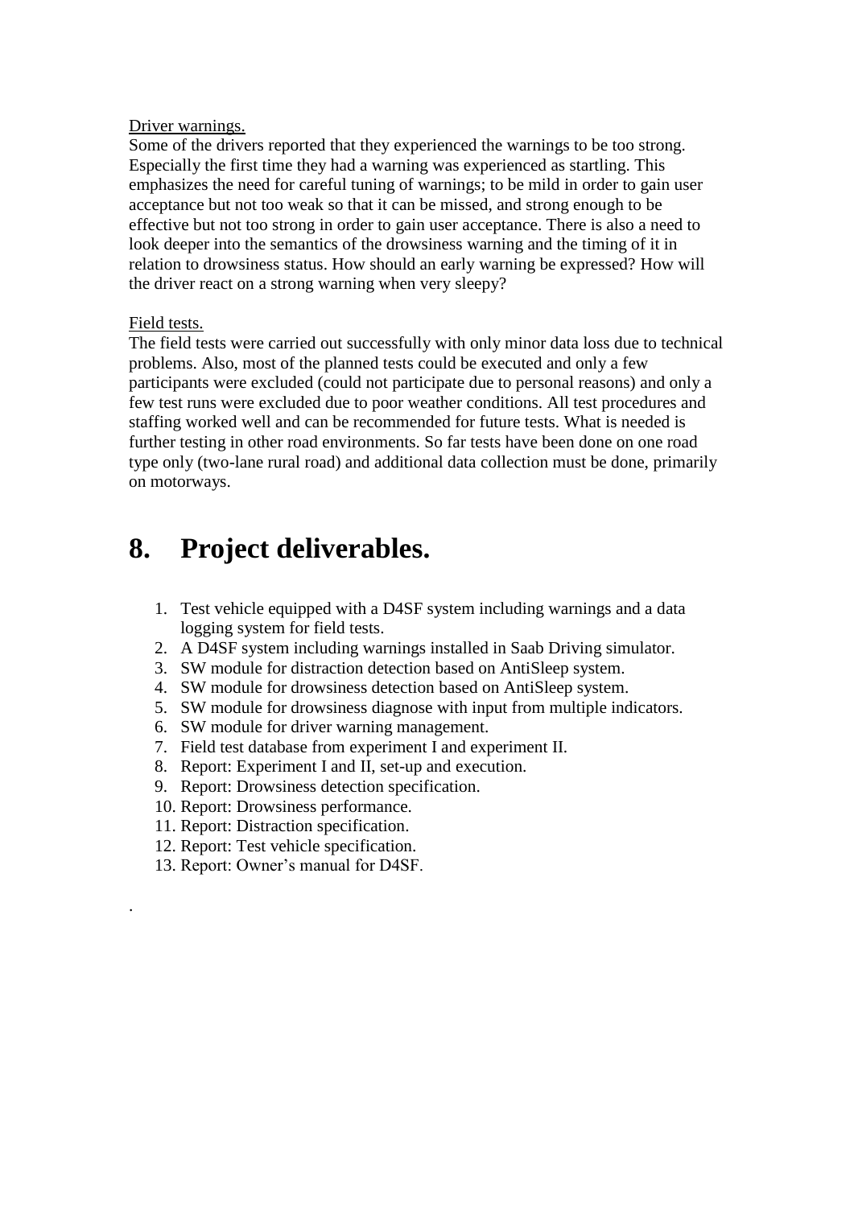Driver warnings.

Some of the drivers reported that they experienced the warnings to be too strong. Especially the first time they had a warning was experienced as startling. This emphasizes the need for careful tuning of warnings; to be mild in order to gain user acceptance but not too weak so that it can be missed, and strong enough to be effective but not too strong in order to gain user acceptance. There is also a need to look deeper into the semantics of the drowsiness warning and the timing of it in relation to drowsiness status. How should an early warning be expressed? How will the driver react on a strong warning when very sleepy?

Field tests.

The field tests were carried out successfully with only minor data loss due to technical problems. Also, most of the planned tests could be executed and only a few participants were excluded (could not participate due to personal reasons) and only a few test runs were excluded due to poor weather conditions. All test procedures and staffing worked well and can be recommended for future tests. What is needed is further testing in other road environments. So far tests have been done on one road type only (two-lane rural road) and additional data collection must be done, primarily on motorways.

# 8. Project deliverables.

1. Test vehicle equipped with a D4SF system including warnings and a data logging system for field tests.
2. A D4SF system including warnings installed in Saab Driving simulator.
3. SW module for distraction detection based on AntiSleep system.
4. SW module for drowsiness detection based on AntiSleep system.
5. SW module for drowsiness diagnose with input from multiple indicators.
6. SW module for driver warning management.
7. Field test database from experiment I and experiment II.
8. Report: Experiment I and II, set-up and execution.
9. Report: Drowsiness detection specification.
10. Report: Drowsiness performance.
11. Report: Distraction specification.
12. Report: Test vehicle specification.
13. Report: Owner's manual for D4SF.

.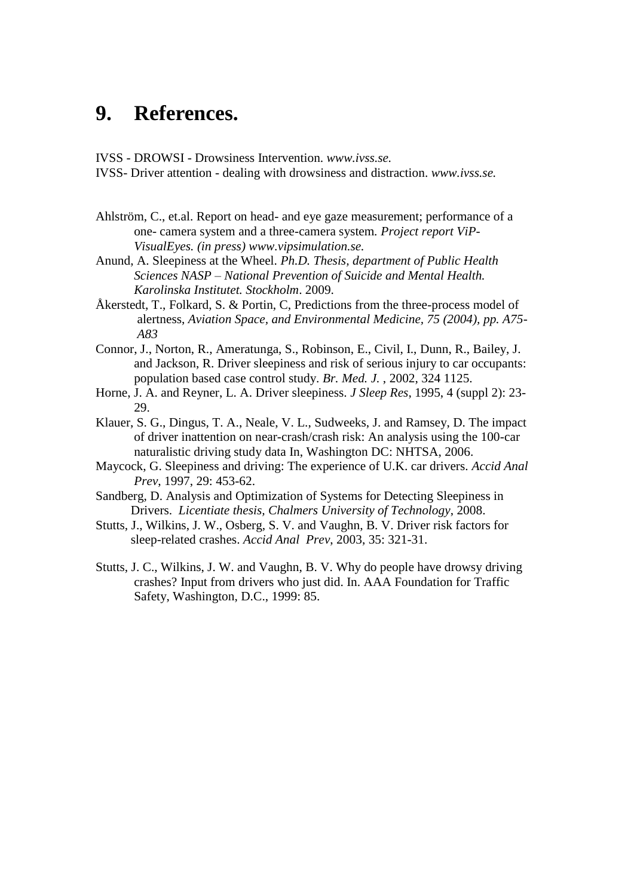# 9. References.

IVSS - DROWSI - Drowsiness Intervention. *www.ivss.se.*
IVSS- Driver attention - dealing with drowsiness and distraction. *www.ivss.se.*

Ahlström, C., et.al. Report on head- and eye gaze measurement; performance of a one- camera system and a three-camera system. *Project report ViP-VisualEyes. (in press) www.vipsimulation.se.*

Anund, A. Sleepiness at the Wheel. *Ph.D. Thesis, department of Public Health Sciences NASP – National Prevention of Suicide and Mental Health. Karolinska Institutet. Stockholm*. 2009.

Åkerstedt, T., Folkard, S. & Portin, C, Predictions from the three-process model of alertness, *Aviation Space, and Environmental Medicine, 75 (2004), pp. A75-A83*

Connor, J., Norton, R., Ameratunga, S., Robinson, E., Civil, I., Dunn, R., Bailey, J. and Jackson, R. Driver sleepiness and risk of serious injury to car occupants: population based case control study. *Br. Med. J.* , 2002, 324 1125.

Horne, J. A. and Reyner, L. A. Driver sleepiness. *J Sleep Res*, 1995, 4 (suppl 2): 23-29.

Klauer, S. G., Dingus, T. A., Neale, V. L., Sudweeks, J. and Ramsey, D. The impact of driver inattention on near-crash/crash risk: An analysis using the 100-car naturalistic driving study data In, Washington DC: NHTSA, 2006.

Maycock, G. Sleepiness and driving: The experience of U.K. car drivers. *Accid Anal Prev*, 1997, 29: 453-62.

Sandberg, D. Analysis and Optimization of Systems for Detecting Sleepiness in Drivers. *Licentiate thesis, Chalmers University of Technology*, 2008.

Stutts, J., Wilkins, J. W., Osberg, S. V. and Vaughn, B. V. Driver risk factors for sleep-related crashes. *Accid Anal Prev*, 2003, 35: 321-31.

Stutts, J. C., Wilkins, J. W. and Vaughn, B. V. Why do people have drowsy driving crashes? Input from drivers who just did. In. AAA Foundation for Traffic Safety, Washington, D.C., 1999: 85.